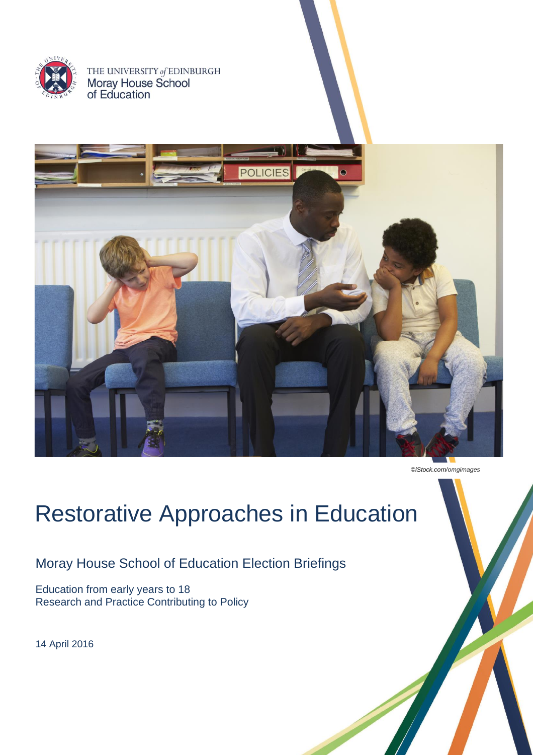THE UNIVERSITY *of* EDINBURGH
Moray House School of Education

©iStock.com/omgimages

# Restorative Approaches in Education

## Moray House School of Education Election Briefings

Education from early years to 18
Research and Practice Contributing to Policy

14 April 2016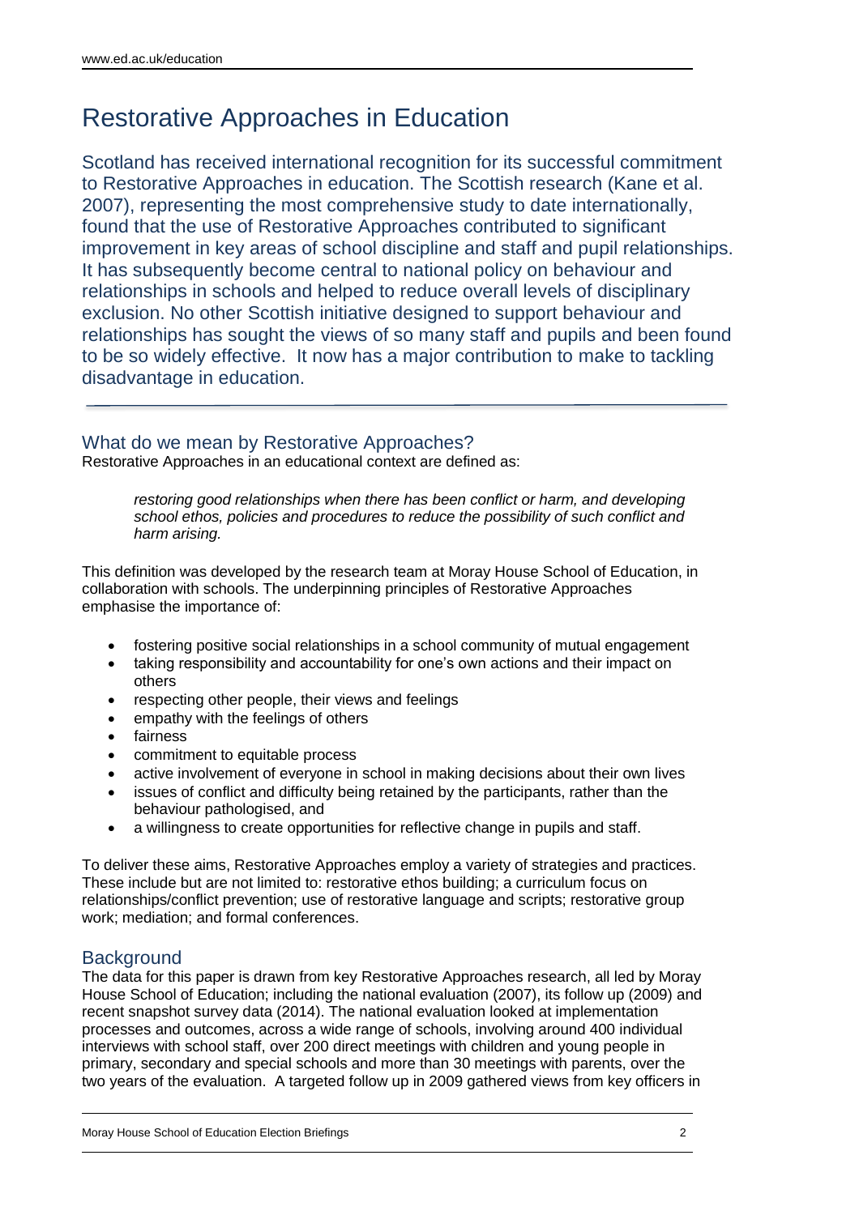# Restorative Approaches in Education

Scotland has received international recognition for its successful commitment to Restorative Approaches in education. The Scottish research (Kane et al. 2007), representing the most comprehensive study to date internationally, found that the use of Restorative Approaches contributed to significant improvement in key areas of school discipline and staff and pupil relationships. It has subsequently become central to national policy on behaviour and relationships in schools and helped to reduce overall levels of disciplinary exclusion. No other Scottish initiative designed to support behaviour and relationships has sought the views of so many staff and pupils and been found to be so widely effective. It now has a major contribution to make to tackling disadvantage in education.

---

## What do we mean by Restorative Approaches?

Restorative Approaches in an educational context are defined as:

> *restoring good relationships when there has been conflict or harm, and developing school ethos, policies and procedures to reduce the possibility of such conflict and harm arising.*

This definition was developed by the research team at Moray House School of Education, in collaboration with schools. The underpinning principles of Restorative Approaches emphasise the importance of:

- fostering positive social relationships in a school community of mutual engagement
- taking responsibility and accountability for one's own actions and their impact on others
- respecting other people, their views and feelings
- empathy with the feelings of others
- fairness
- commitment to equitable process
- active involvement of everyone in school in making decisions about their own lives
- issues of conflict and difficulty being retained by the participants, rather than the behaviour pathologised, and
- a willingness to create opportunities for reflective change in pupils and staff.

To deliver these aims, Restorative Approaches employ a variety of strategies and practices. These include but are not limited to: restorative ethos building; a curriculum focus on relationships/conflict prevention; use of restorative language and scripts; restorative group work; mediation; and formal conferences.

## Background

The data for this paper is drawn from key Restorative Approaches research, all led by Moray House School of Education; including the national evaluation (2007), its follow up (2009) and recent snapshot survey data (2014). The national evaluation looked at implementation processes and outcomes, across a wide range of schools, involving around 400 individual interviews with school staff, over 200 direct meetings with children and young people in primary, secondary and special schools and more than 30 meetings with parents, over the two years of the evaluation. A targeted follow up in 2009 gathered views from key officers in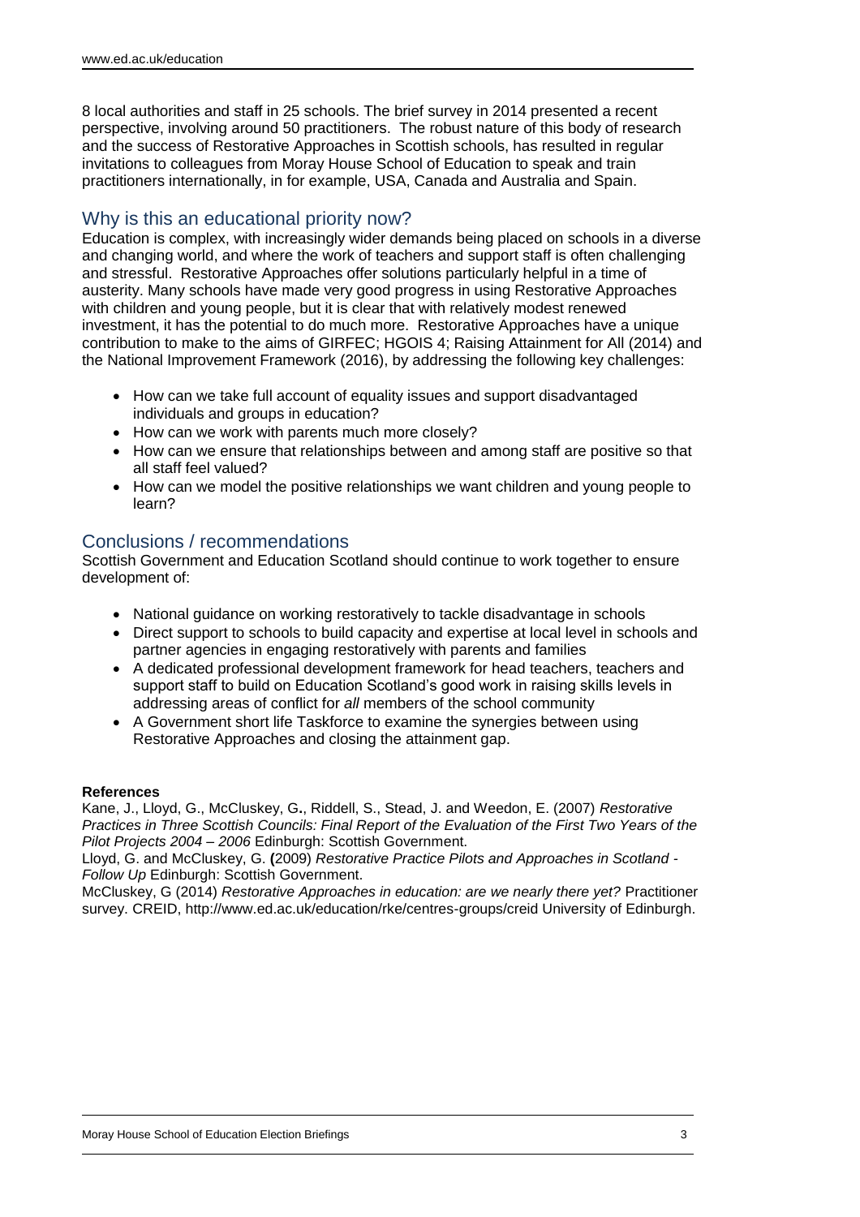8 local authorities and staff in 25 schools. The brief survey in 2014 presented a recent perspective, involving around 50 practitioners. The robust nature of this body of research and the success of Restorative Approaches in Scottish schools, has resulted in regular invitations to colleagues from Moray House School of Education to speak and train practitioners internationally, in for example, USA, Canada and Australia and Spain.

## Why is this an educational priority now?

Education is complex, with increasingly wider demands being placed on schools in a diverse and changing world, and where the work of teachers and support staff is often challenging and stressful. Restorative Approaches offer solutions particularly helpful in a time of austerity. Many schools have made very good progress in using Restorative Approaches with children and young people, but it is clear that with relatively modest renewed investment, it has the potential to do much more. Restorative Approaches have a unique contribution to make to the aims of GIRFEC; HGOIS 4; Raising Attainment for All (2014) and the National Improvement Framework (2016), by addressing the following key challenges:

- How can we take full account of equality issues and support disadvantaged individuals and groups in education?
- How can we work with parents much more closely?
- How can we ensure that relationships between and among staff are positive so that all staff feel valued?
- How can we model the positive relationships we want children and young people to learn?

## Conclusions / recommendations

Scottish Government and Education Scotland should continue to work together to ensure development of:

- National guidance on working restoratively to tackle disadvantage in schools
- Direct support to schools to build capacity and expertise at local level in schools and partner agencies in engaging restoratively with parents and families
- A dedicated professional development framework for head teachers, teachers and support staff to build on Education Scotland's good work in raising skills levels in addressing areas of conflict for *all* members of the school community
- A Government short life Taskforce to examine the synergies between using Restorative Approaches and closing the attainment gap.

**References**

Kane, J., Lloyd, G., McCluskey, G., Riddell, S., Stead, J. and Weedon, E. (2007) *Restorative Practices in Three Scottish Councils: Final Report of the Evaluation of the First Two Years of the Pilot Projects 2004 – 2006* Edinburgh: Scottish Government.

Lloyd, G. and McCluskey, G. (2009) *Restorative Practice Pilots and Approaches in Scotland - Follow Up* Edinburgh: Scottish Government.

McCluskey, G (2014) *Restorative Approaches in education: are we nearly there yet?* Practitioner survey. CREID, http://www.ed.ac.uk/education/rke/centres-groups/creid University of Edinburgh.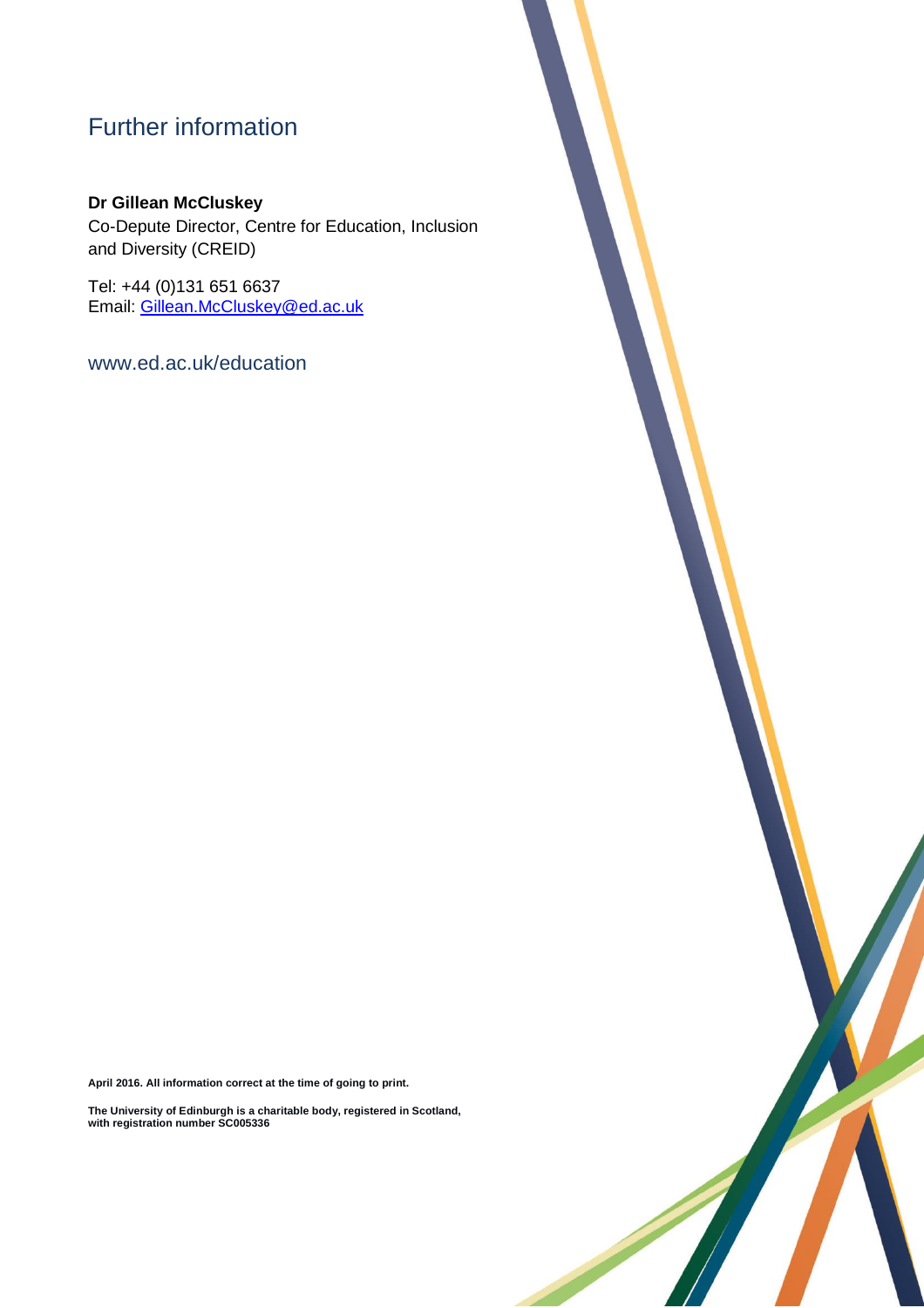# Further information

**Dr Gillean McCluskey**
Co-Depute Director, Centre for Education, Inclusion and Diversity (CREID)

Tel: +44 (0)131 651 6637
Email: Gillean.McCluskey@ed.ac.uk

www.ed.ac.uk/education

**April 2016. All information correct at the time of going to print.**

**The University of Edinburgh is a charitable body, registered in Scotland, with registration number SC005336**